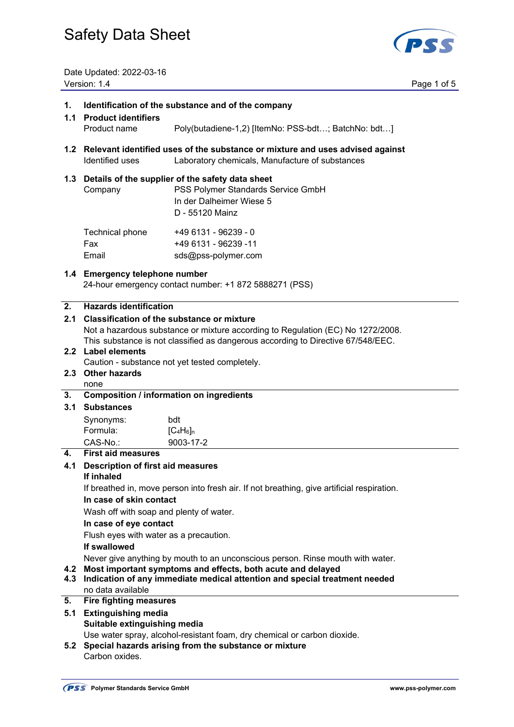# Safety Data Sheet

Date Updated: 2022-03-16
Version: 1.4

## 1. Identification of the substance and of the company

### 1.1 Product identifiers

Product name: Poly(butadiene-1,2) [ItemNo: PSS-bdt…; BatchNo: bdt…]

### 1.2 Relevant identified uses of the substance or mixture and uses advised against

Identified uses: Laboratory chemicals, Manufacture of substances

### 1.3 Details of the supplier of the safety data sheet

Company: PSS Polymer Standards Service GmbH
In der Dalheimer Wiese 5
D - 55120 Mainz

Technical phone: +49 6131 - 96239 - 0
Fax: +49 6131 - 96239 -11
Email: sds@pss-polymer.com

### 1.4 Emergency telephone number

24-hour emergency contact number: +1 872 5888271 (PSS)

## 2. Hazards identification

### 2.1 Classification of the substance or mixture

Not a hazardous substance or mixture according to Regulation (EC) No 1272/2008.
This substance is not classified as dangerous according to Directive 67/548/EEC.

### 2.2 Label elements

Caution - substance not yet tested completely.

### 2.3 Other hazards

none

## 3. Composition / information on ingredients

### 3.1 Substances

Synonyms: bdt
Formula: $[C_4H_6]_n$
CAS-No.: 9003-17-2

## 4. First aid measures

### 4.1 Description of first aid measures

**If inhaled**

If breathed in, move person into fresh air. If not breathing, give artificial respiration.

**In case of skin contact**

Wash off with soap and plenty of water.

**In case of eye contact**

Flush eyes with water as a precaution.

**If swallowed**

Never give anything by mouth to an unconscious person. Rinse mouth with water.

### 4.2 Most important symptoms and effects, both acute and delayed

### 4.3 Indication of any immediate medical attention and special treatment needed

no data available

## 5. Fire fighting measures

### 5.1 Extinguishing media

**Suitable extinguishing media**

Use water spray, alcohol-resistant foam, dry chemical or carbon dioxide.

### 5.2 Special hazards arising from the substance or mixture

Carbon oxides.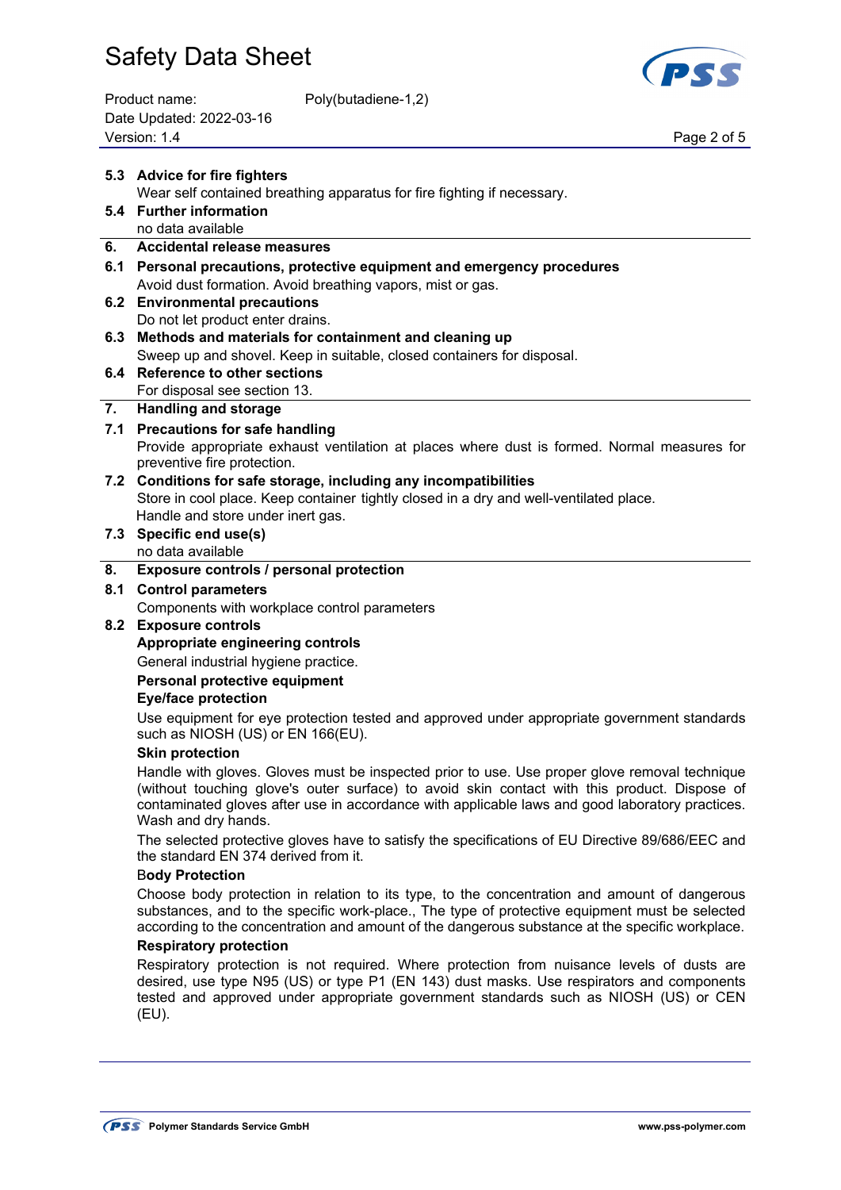**5.3 Advice for fire fighters**

Wear self contained breathing apparatus for fire fighting if necessary.

**5.4 Further information**

no data available

## 6. Accidental release measures

**6.1 Personal precautions, protective equipment and emergency procedures**

Avoid dust formation. Avoid breathing vapors, mist or gas.

**6.2 Environmental precautions**

Do not let product enter drains.

**6.3 Methods and materials for containment and cleaning up**

Sweep up and shovel. Keep in suitable, closed containers for disposal.

**6.4 Reference to other sections**

For disposal see section 13.

## 7. Handling and storage

**7.1 Precautions for safe handling**

Provide appropriate exhaust ventilation at places where dust is formed. Normal measures for preventive fire protection.

**7.2 Conditions for safe storage, including any incompatibilities**

Store in cool place. Keep container tightly closed in a dry and well-ventilated place.
Handle and store under inert gas.

**7.3 Specific end use(s)**

no data available

## 8. Exposure controls / personal protection

**8.1 Control parameters**

Components with workplace control parameters

**8.2 Exposure controls**

**Appropriate engineering controls**

General industrial hygiene practice.

**Personal protective equipment**

**Eye/face protection**

Use equipment for eye protection tested and approved under appropriate government standards such as NIOSH (US) or EN 166(EU).

**Skin protection**

Handle with gloves. Gloves must be inspected prior to use. Use proper glove removal technique (without touching glove's outer surface) to avoid skin contact with this product. Dispose of contaminated gloves after use in accordance with applicable laws and good laboratory practices. Wash and dry hands.

The selected protective gloves have to satisfy the specifications of EU Directive 89/686/EEC and the standard EN 374 derived from it.

**Body Protection**

Choose body protection in relation to its type, to the concentration and amount of dangerous substances, and to the specific work-place., The type of protective equipment must be selected according to the concentration and amount of the dangerous substance at the specific workplace.

**Respiratory protection**

Respiratory protection is not required. Where protection from nuisance levels of dusts are desired, use type N95 (US) or type P1 (EN 143) dust masks. Use respirators and components tested and approved under appropriate government standards such as NIOSH (US) or CEN (EU).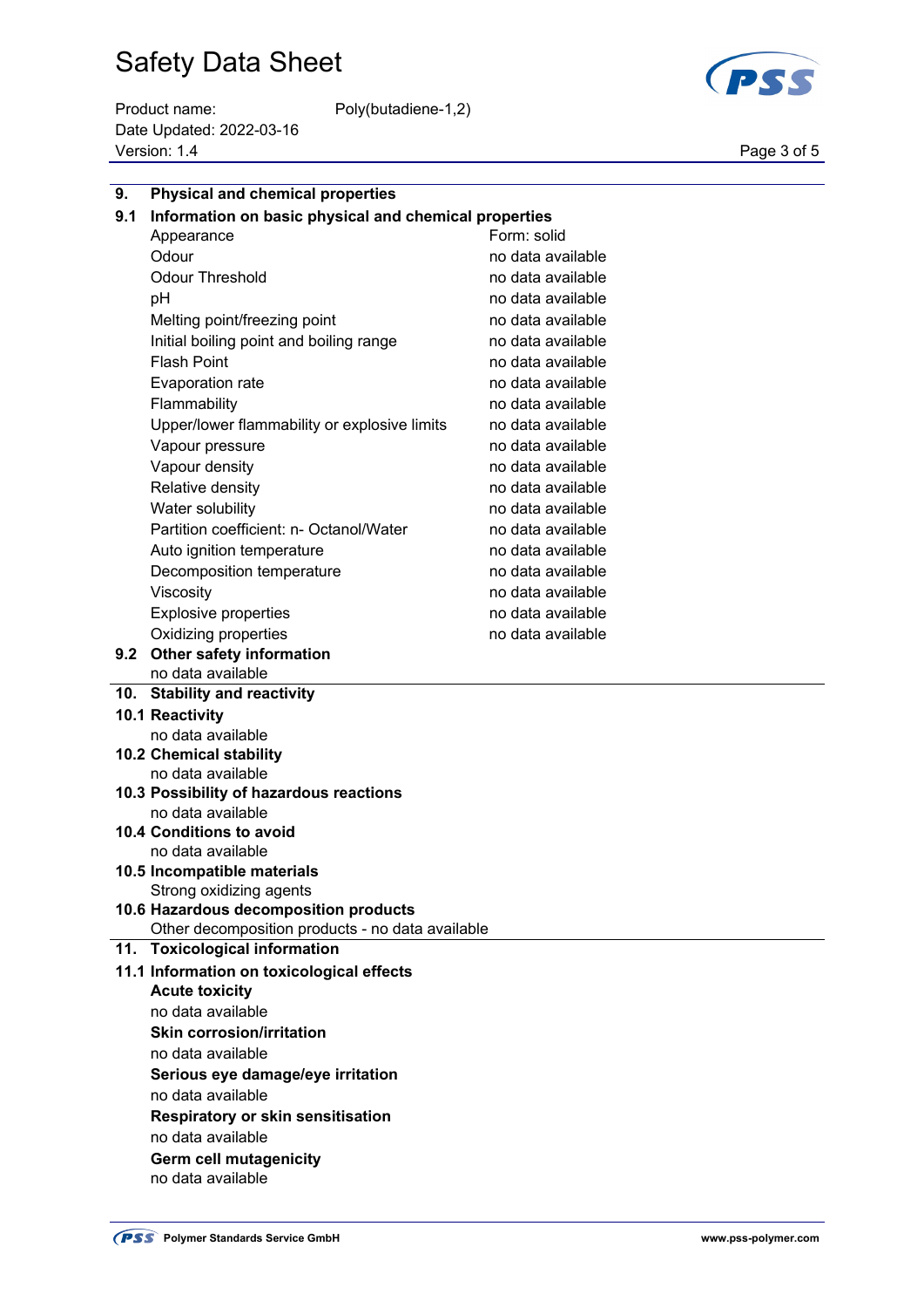## 9. Physical and chemical properties

### 9.1 Information on basic physical and chemical properties

| Property | Value |
|---|---|
| Appearance | Form: solid |
| Odour | no data available |
| Odour Threshold | no data available |
| pH | no data available |
| Melting point/freezing point | no data available |
| Initial boiling point and boiling range | no data available |
| Flash Point | no data available |
| Evaporation rate | no data available |
| Flammability | no data available |
| Upper/lower flammability or explosive limits | no data available |
| Vapour pressure | no data available |
| Vapour density | no data available |
| Relative density | no data available |
| Water solubility | no data available |
| Partition coefficient: n- Octanol/Water | no data available |
| Auto ignition temperature | no data available |
| Decomposition temperature | no data available |
| Viscosity | no data available |
| Explosive properties | no data available |
| Oxidizing properties | no data available |

### 9.2 Other safety information

no data available

## 10. Stability and reactivity

### 10.1 Reactivity

no data available

### 10.2 Chemical stability

no data available

### 10.3 Possibility of hazardous reactions

no data available

### 10.4 Conditions to avoid

no data available

### 10.5 Incompatible materials

Strong oxidizing agents

### 10.6 Hazardous decomposition products

Other decomposition products - no data available

## 11. Toxicological information

### 11.1 Information on toxicological effects

**Acute toxicity**

no data available

**Skin corrosion/irritation**

no data available

**Serious eye damage/eye irritation**

no data available

**Respiratory or skin sensitisation**

no data available

**Germ cell mutagenicity**

no data available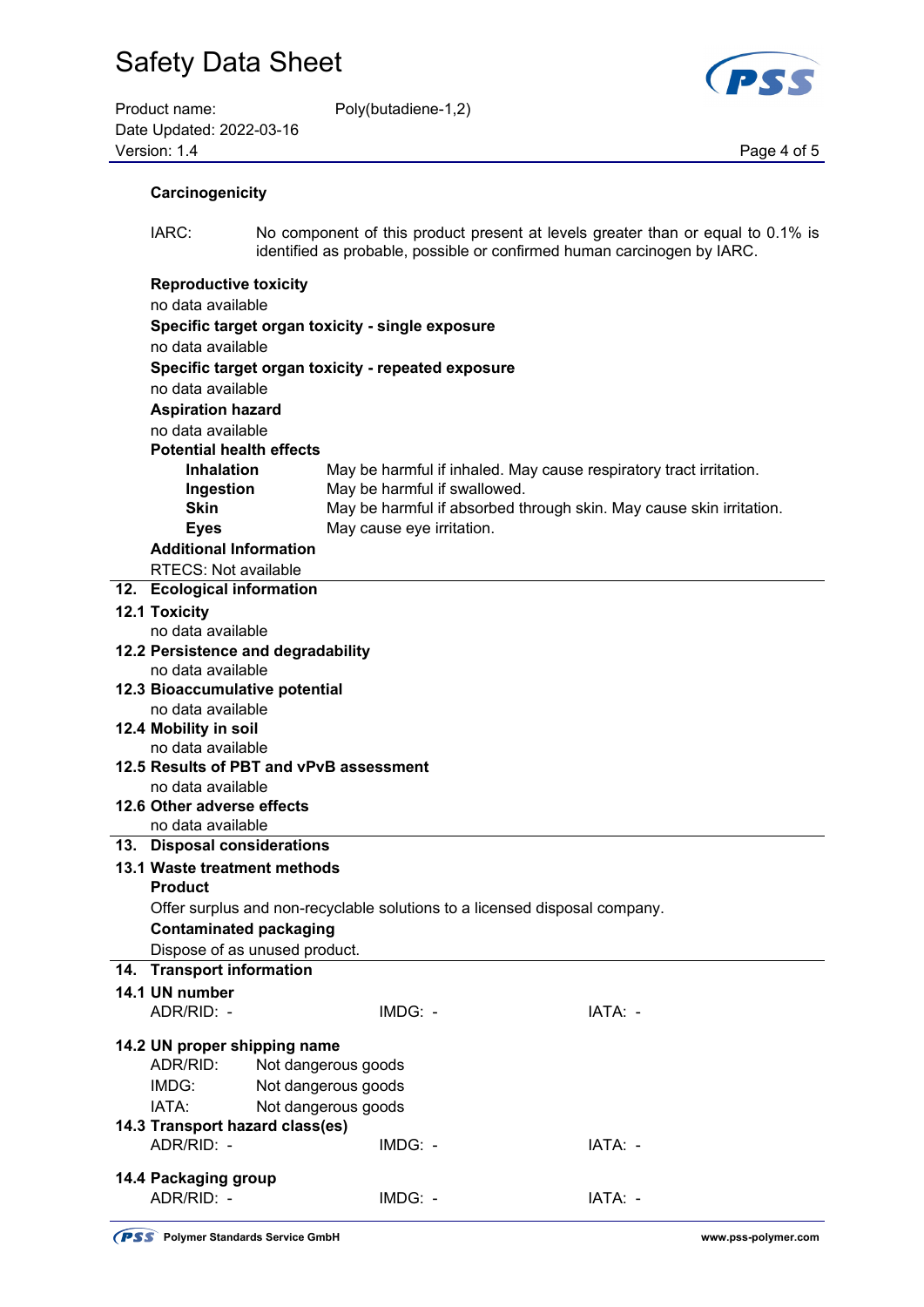**Carcinogenicity**

IARC: No component of this product present at levels greater than or equal to 0.1% is identified as probable, possible or confirmed human carcinogen by IARC.

**Reproductive toxicity**

no data available

**Specific target organ toxicity - single exposure**

no data available

**Specific target organ toxicity - repeated exposure**

no data available

**Aspiration hazard**

no data available

**Potential health effects**

| | |
|---|---|
| **Inhalation** | May be harmful if inhaled. May cause respiratory tract irritation. |
| **Ingestion** | May be harmful if swallowed. |
| **Skin** | May be harmful if absorbed through skin. May cause skin irritation. |
| **Eyes** | May cause eye irritation. |

**Additional Information**

RTECS: Not available

## 12. Ecological information

### 12.1 Toxicity

no data available

### 12.2 Persistence and degradability

no data available

### 12.3 Bioaccumulative potential

no data available

### 12.4 Mobility in soil

no data available

### 12.5 Results of PBT and vPvB assessment

no data available

### 12.6 Other adverse effects

no data available

## 13. Disposal considerations

### 13.1 Waste treatment methods

**Product**

Offer surplus and non-recyclable solutions to a licensed disposal company.

**Contaminated packaging**

Dispose of as unused product.

## 14. Transport information

### 14.1 UN number

| ADR/RID: - | IMDG: - | IATA: - |
|---|---|---|

### 14.2 UN proper shipping name

ADR/RID: Not dangerous goods
IMDG: Not dangerous goods
IATA: Not dangerous goods

### 14.3 Transport hazard class(es)

| ADR/RID: - | IMDG: - | IATA: - |
|---|---|---|

### 14.4 Packaging group

| ADR/RID: - | IMDG: - | IATA: - |
|---|---|---|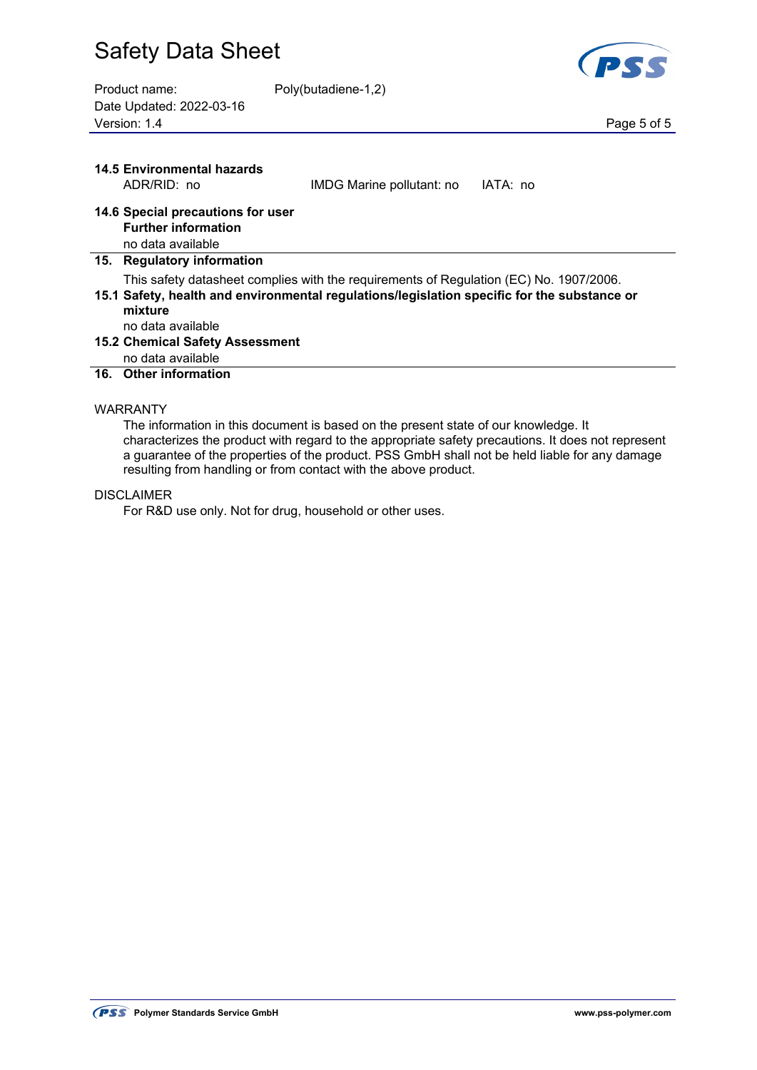**14.5 Environmental hazards**

ADR/RID: no IMDG Marine pollutant: no IATA: no

**14.6 Special precautions for user**

**Further information**

no data available

## 15. Regulatory information

This safety datasheet complies with the requirements of Regulation (EC) No. 1907/2006.

**15.1 Safety, health and environmental regulations/legislation specific for the substance or mixture**

no data available

**15.2 Chemical Safety Assessment**

no data available

## 16. Other information

WARRANTY

The information in this document is based on the present state of our knowledge. It characterizes the product with regard to the appropriate safety precautions. It does not represent a guarantee of the properties of the product. PSS GmbH shall not be held liable for any damage resulting from handling or from contact with the above product.

DISCLAIMER

For R&D use only. Not for drug, household or other uses.